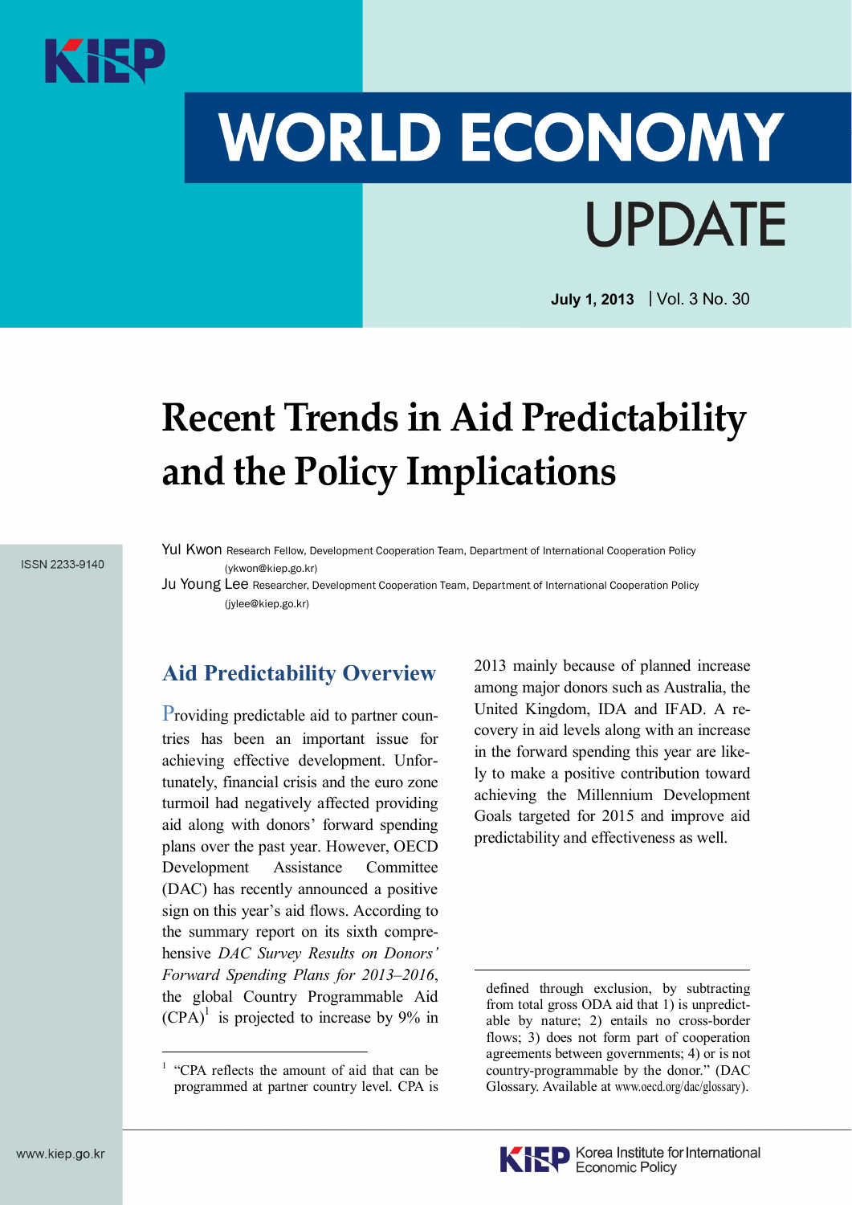# WORLD ECONOMY UPDATE

**July 1, 2013** | Vol. 3 No. 30

ISSN 2233-9140

# Recent Trends in Aid Predictability and the Policy Implications

Yul Kwon Research Fellow, Development Cooperation Team, Department of International Cooperation Policy (ykwon@kiep.go.kr)

Ju Young Lee Researcher, Development Cooperation Team, Department of International Cooperation Policy (jylee@kiep.go.kr)

## Aid Predictability Overview

Providing predictable aid to partner countries has been an important issue for achieving effective development. Unfortunately, financial crisis and the euro zone turmoil had negatively affected providing aid along with donors' forward spending plans over the past year. However, OECD Development Assistance Committee (DAC) has recently announced a positive sign on this year's aid flows. According to the summary report on its sixth comprehensive *DAC Survey Results on Donors' Forward Spending Plans for 2013–2016*, the global Country Programmable Aid (CPA)[1] is projected to increase by 9% in 2013 mainly because of planned increase among major donors such as Australia, the United Kingdom, IDA and IFAD. A recovery in aid levels along with an increase in the forward spending this year are likely to make a positive contribution toward achieving the Millennium Development Goals targeted for 2015 and improve aid predictability and effectiveness as well.

[1] "CPA reflects the amount of aid that can be programmed at partner country level. CPA is defined through exclusion, by subtracting from total gross ODA aid that 1) is unpredictable by nature; 2) entails no cross-border flows; 3) does not form part of cooperation agreements between governments; 4) or is not country-programmable by the donor." (DAC Glossary. Available at www.oecd.org/dac/glossary).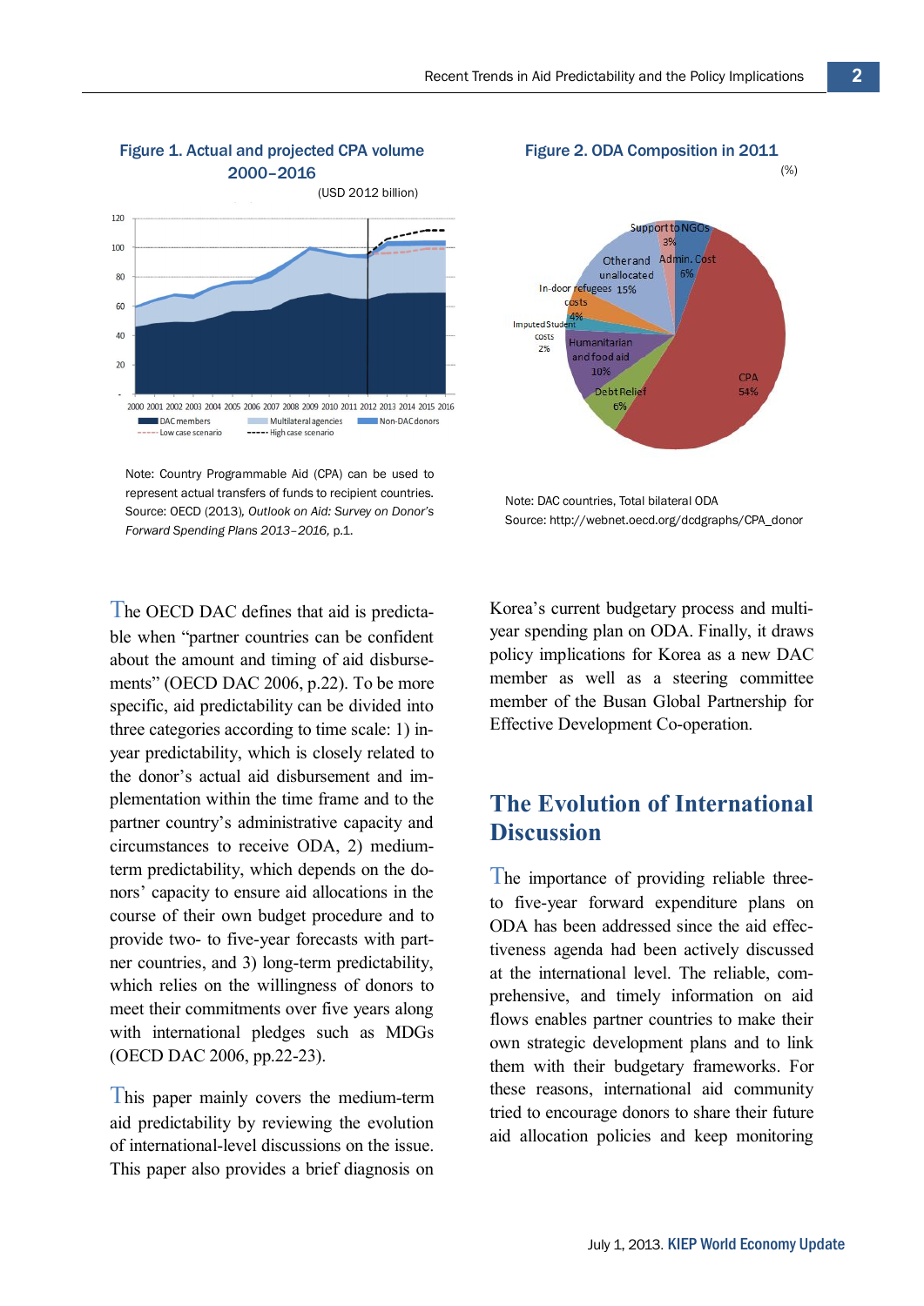**Figure 1. Actual and projected CPA volume 2000–2016**

(USD 2012 billion)

Note: Country Programmable Aid (CPA) can be used to represent actual transfers of funds to recipient countries. Source: OECD (2013), *Outlook on Aid: Survey on Donor's Forward Spending Plans 2013–2016,* p.1.

**Figure 2. ODA Composition in 2011**

(%)

Note: DAC countries, Total bilateral ODA

Source: http://webnet.oecd.org/dcdgraphs/CPA_donor

The OECD DAC defines that aid is predictable when "partner countries can be confident about the amount and timing of aid disbursements" (OECD DAC 2006, p.22). To be more specific, aid predictability can be divided into three categories according to time scale: 1) in-year predictability, which is closely related to the donor's actual aid disbursement and implementation within the time frame and to the partner country's administrative capacity and circumstances to receive ODA, 2) medium-term predictability, which depends on the donors' capacity to ensure aid allocations in the course of their own budget procedure and to provide two- to five-year forecasts with partner countries, and 3) long-term predictability, which relies on the willingness of donors to meet their commitments over five years along with international pledges such as MDGs (OECD DAC 2006, pp.22-23).

This paper mainly covers the medium-term aid predictability by reviewing the evolution of international-level discussions on the issue. This paper also provides a brief diagnosis on Korea's current budgetary process and multi-year spending plan on ODA. Finally, it draws policy implications for Korea as a new DAC member as well as a steering committee member of the Busan Global Partnership for Effective Development Co-operation.

## The Evolution of International Discussion

The importance of providing reliable three- to five-year forward expenditure plans on ODA has been addressed since the aid effectiveness agenda had been actively discussed at the international level. The reliable, comprehensive, and timely information on aid flows enables partner countries to make their own strategic development plans and to link them with their budgetary frameworks. For these reasons, international aid community tried to encourage donors to share their future aid allocation policies and keep monitoring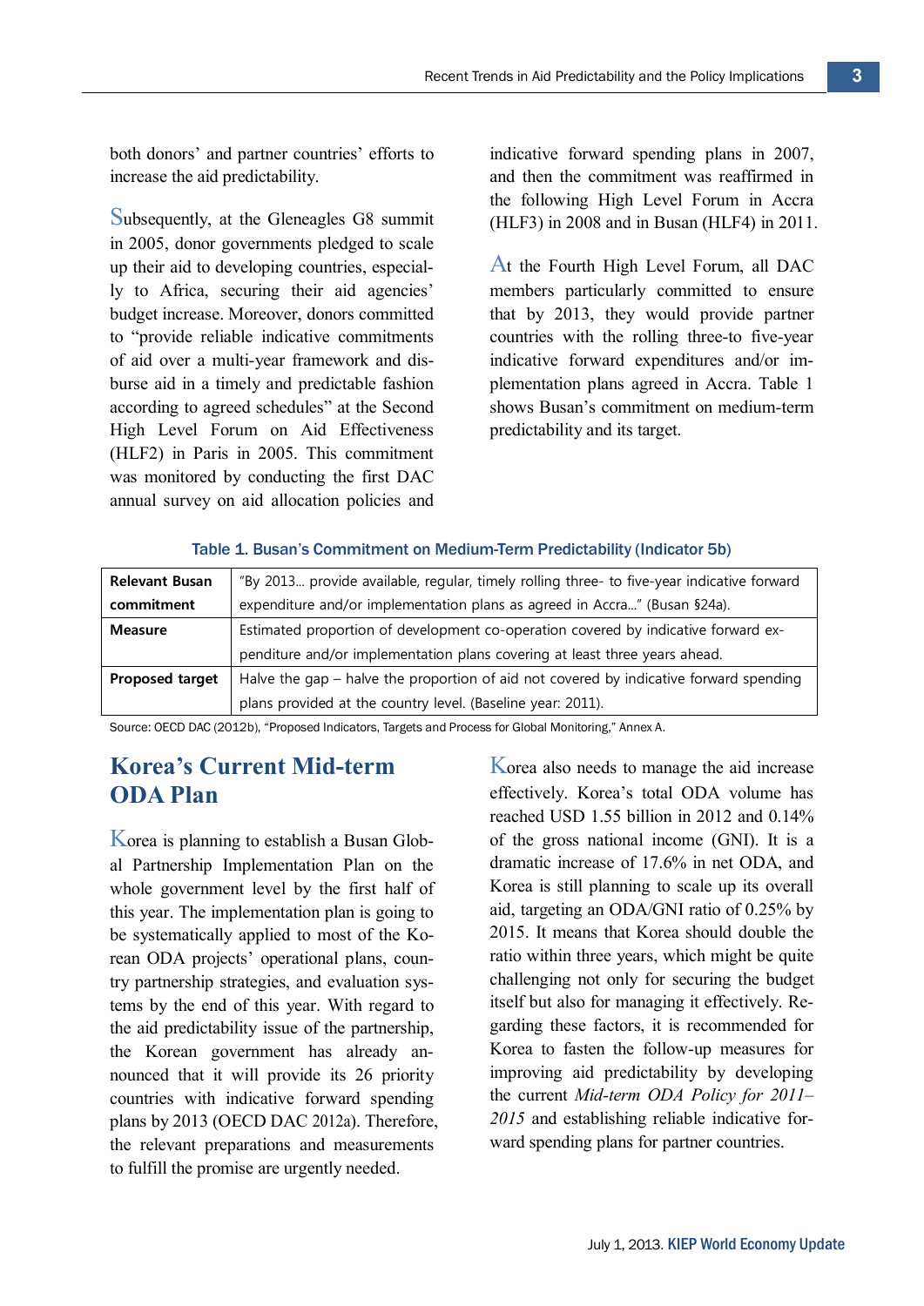both donors' and partner countries' efforts to increase the aid predictability.

Subsequently, at the Gleneagles G8 summit in 2005, donor governments pledged to scale up their aid to developing countries, especially to Africa, securing their aid agencies' budget increase. Moreover, donors committed to "provide reliable indicative commitments of aid over a multi-year framework and disburse aid in a timely and predictable fashion according to agreed schedules" at the Second High Level Forum on Aid Effectiveness (HLF2) in Paris in 2005. This commitment was monitored by conducting the first DAC annual survey on aid allocation policies and indicative forward spending plans in 2007, and then the commitment was reaffirmed in the following High Level Forum in Accra (HLF3) in 2008 and in Busan (HLF4) in 2011.

At the Fourth High Level Forum, all DAC members particularly committed to ensure that by 2013, they would provide partner countries with the rolling three-to five-year indicative forward expenditures and/or implementation plans agreed in Accra. Table 1 shows Busan's commitment on medium-term predictability and its target.

**Table 1. Busan's Commitment on Medium-Term Predictability (Indicator 5b)**

| | |
|---|---|
| **Relevant Busan commitment** | "By 2013… provide available, regular, timely rolling three- to five-year indicative forward expenditure and/or implementation plans as agreed in Accra…" (Busan §24a). |
| **Measure** | Estimated proportion of development co-operation covered by indicative forward expenditure and/or implementation plans covering at least three years ahead. |
| **Proposed target** | Halve the gap – halve the proportion of aid not covered by indicative forward spending plans provided at the country level. (Baseline year: 2011). |

Source: OECD DAC (2012b), "Proposed Indicators, Targets and Process for Global Monitoring," Annex A.

## Korea's Current Mid-term ODA Plan

Korea is planning to establish a Busan Global Partnership Implementation Plan on the whole government level by the first half of this year. The implementation plan is going to be systematically applied to most of the Korean ODA projects' operational plans, country partnership strategies, and evaluation systems by the end of this year. With regard to the aid predictability issue of the partnership, the Korean government has already announced that it will provide its 26 priority countries with indicative forward spending plans by 2013 (OECD DAC 2012a). Therefore, the relevant preparations and measurements to fulfill the promise are urgently needed.

Korea also needs to manage the aid increase effectively. Korea's total ODA volume has reached USD 1.55 billion in 2012 and 0.14% of the gross national income (GNI). It is a dramatic increase of 17.6% in net ODA, and Korea is still planning to scale up its overall aid, targeting an ODA/GNI ratio of 0.25% by 2015. It means that Korea should double the ratio within three years, which might be quite challenging not only for securing the budget itself but also for managing it effectively. Regarding these factors, it is recommended for Korea to fasten the follow-up measures for improving aid predictability by developing the current *Mid-term ODA Policy for 2011–2015* and establishing reliable indicative forward spending plans for partner countries.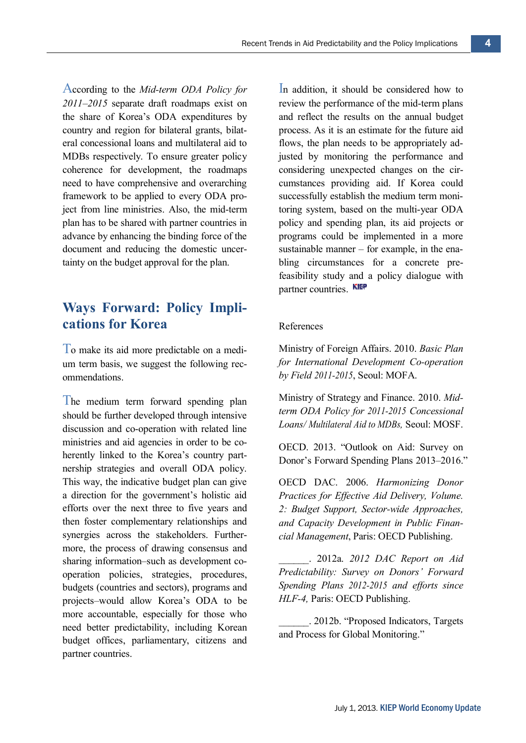According to the *Mid-term ODA Policy for 2011–2015* separate draft roadmaps exist on the share of Korea's ODA expenditures by country and region for bilateral grants, bilateral concessional loans and multilateral aid to MDBs respectively. To ensure greater policy coherence for development, the roadmaps need to have comprehensive and overarching framework to be applied to every ODA project from line ministries. Also, the mid-term plan has to be shared with partner countries in advance by enhancing the binding force of the document and reducing the domestic uncertainty on the budget approval for the plan.

## Ways Forward: Policy Implications for Korea

To make its aid more predictable on a medium term basis, we suggest the following recommendations.

The medium term forward spending plan should be further developed through intensive discussion and co-operation with related line ministries and aid agencies in order to be coherently linked to the Korea's country partnership strategies and overall ODA policy. This way, the indicative budget plan can give a direction for the government's holistic aid efforts over the next three to five years and then foster complementary relationships and synergies across the stakeholders. Furthermore, the process of drawing consensus and sharing information–such as development co-operation policies, strategies, procedures, budgets (countries and sectors), programs and projects–would allow Korea's ODA to be more accountable, especially for those who need better predictability, including Korean budget offices, parliamentary, citizens and partner countries.

In addition, it should be considered how to review the performance of the mid-term plans and reflect the results on the annual budget process. As it is an estimate for the future aid flows, the plan needs to be appropriately adjusted by monitoring the performance and considering unexpected changes on the circumstances providing aid. If Korea could successfully establish the medium term monitoring system, based on the multi-year ODA policy and spending plan, its aid projects or programs could be implemented in a more sustainable manner – for example, in the enabling circumstances for a concrete pre-feasibility study and a policy dialogue with partner countries. KIEP

References

Ministry of Foreign Affairs. 2010. *Basic Plan for International Development Co-operation by Field 2011-2015*, Seoul: MOFA.

Ministry of Strategy and Finance. 2010. *Mid-term ODA Policy for 2011-2015 Concessional Loans/ Multilateral Aid to MDBs,* Seoul: MOSF.

OECD. 2013. "Outlook on Aid: Survey on Donor's Forward Spending Plans 2013–2016."

OECD DAC. 2006. *Harmonizing Donor Practices for Effective Aid Delivery, Volume. 2: Budget Support, Sector-wide Approaches, and Capacity Development in Public Financial Management*, Paris: OECD Publishing.

______. 2012a. *2012 DAC Report on Aid Predictability: Survey on Donors' Forward Spending Plans 2012-2015 and efforts since HLF-4,* Paris: OECD Publishing.

______. 2012b. "Proposed Indicators, Targets and Process for Global Monitoring."